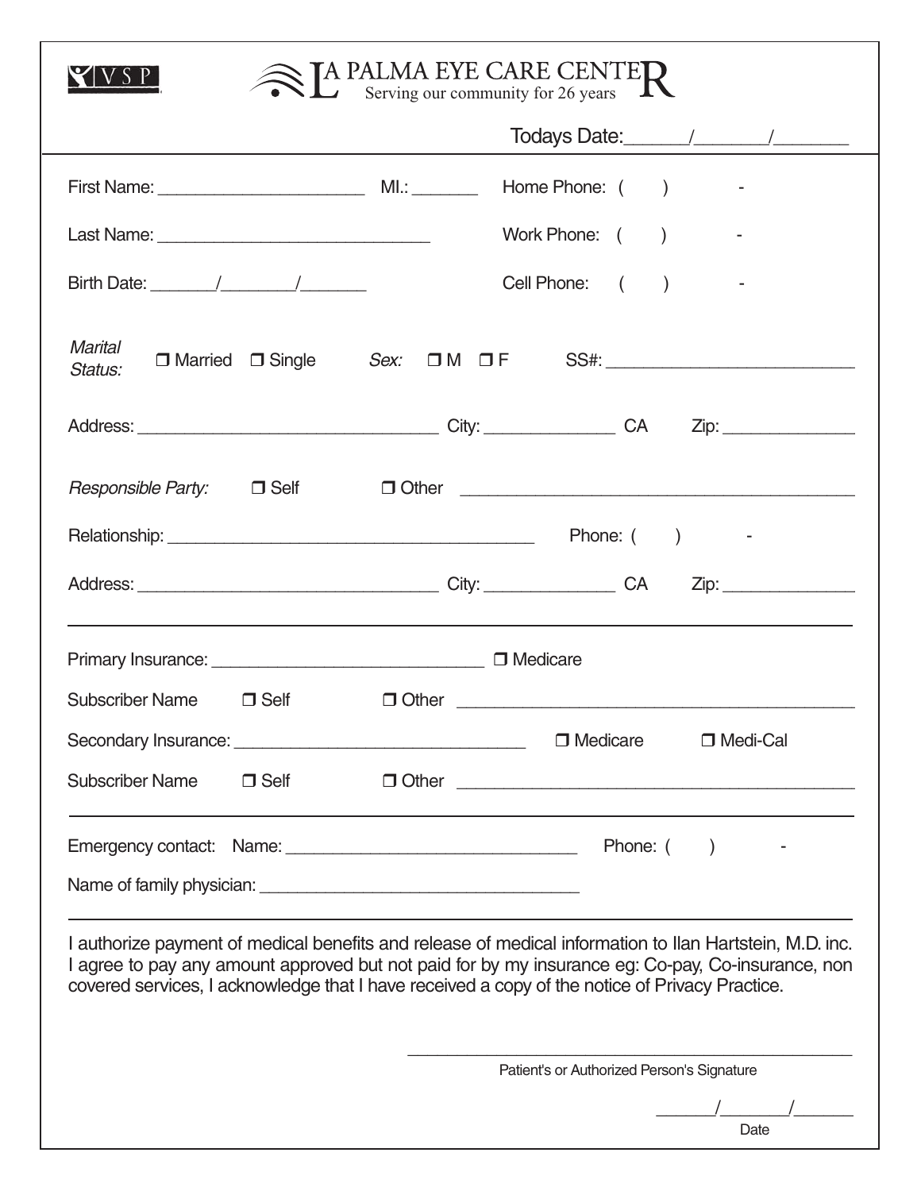VSP

# LA PALMA EYE CARE CENTER

Serving our community for 26 years

Todays Date:______/_______/_______

First Name: ______________________ MI.: _______ Home Phone: ( ) -

Last Name: _____________________________ Work Phone: ( ) -

Birth Date: _______/________/_______ Cell Phone: ( ) -

*Marital Status:* ❒ Married ❒ Single *Sex:* ❒ M ❒ F SS#: __________________________

Address: ________________________________ City: ______________ CA Zip: ______________

*Responsible Party:* ❒ Self ❒ Other __________________________________________

Relationship: ________________________________________ Phone: ( ) -

Address: ________________________________ City: ______________ CA Zip: ______________

---

Primary Insurance: _____________________________ ❒ Medicare

Subscriber Name ❒ Self ❒ Other __________________________________________

Secondary Insurance: _______________________________ ❒ Medicare ❒ Medi-Cal

Subscriber Name ❒ Self ❒ Other __________________________________________

---

Emergency contact: Name: _______________________________ Phone: ( ) -

Name of family physician: __________________________________

---

I authorize payment of medical benefits and release of medical information to Ilan Hartstein, M.D. inc. I agree to pay any amount approved but not paid for by my insurance eg: Co-pay, Co-insurance, non covered services, I acknowledge that I have received a copy of the notice of Privacy Practice.

_______________________________________________
Patient's or Authorized Person's Signature

______/_______/______
Date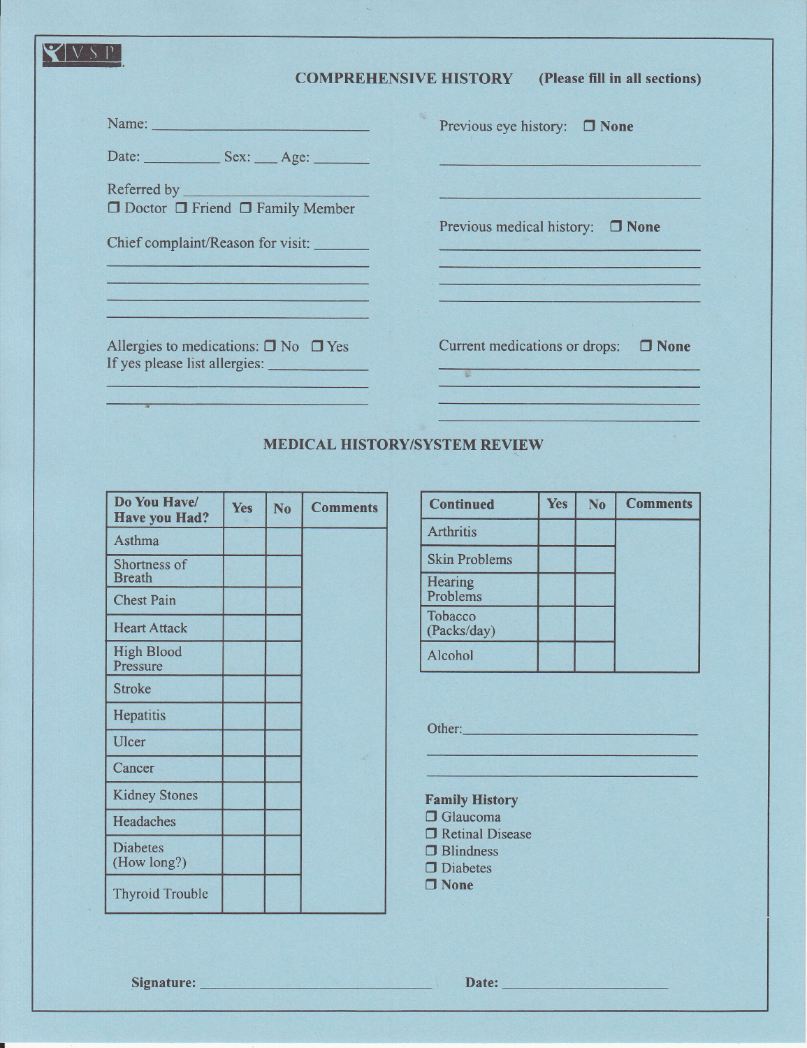VSP

## COMPREHENSIVE HISTORY (Please fill in all sections)

Name: ______________________________

Date: __________ Sex: ___ Age: _______

Referred by ______________________
☐ Doctor ☐ Friend ☐ Family Member

Chief complaint/Reason for visit: _______

______________________________

______________________________

______________________________

______________________________

Allergies to medications: ☐ No ☐ Yes
If yes please list allergies: ____________

______________________________

______________________________

Previous eye history: ☐ **None**

______________________________

______________________________

Previous medical history: ☐ **None**

______________________________

______________________________

______________________________

______________________________

Current medications or drops: ☐ **None**

______________________________

______________________________

______________________________

______________________________

## MEDICAL HISTORY/SYSTEM REVIEW

| Do You Have/ Have you Had? | Yes | No | Comments |
|---|---|---|---|
| Asthma | | | |
| Shortness of Breath | | | |
| Chest Pain | | | |
| Heart Attack | | | |
| High Blood Pressure | | | |
| Stroke | | | |
| Hepatitis | | | |
| Ulcer | | | |
| Cancer | | | |
| Kidney Stones | | | |
| Headaches | | | |
| Diabetes (How long?) | | | |
| Thyroid Trouble | | | |

| Continued | Yes | No | Comments |
|---|---|---|---|
| Arthritis | | | |
| Skin Problems | | | |
| Hearing Problems | | | |
| Tobacco (Packs/day) | | | |
| Alcohol | | | |

Other: ______________________________

______________________________

______________________________

**Family History**
☐ Glaucoma
☐ Retinal Disease
☐ Blindness
☐ Diabetes
☐ **None**

**Signature:** ______________________________ **Date:** ____________________